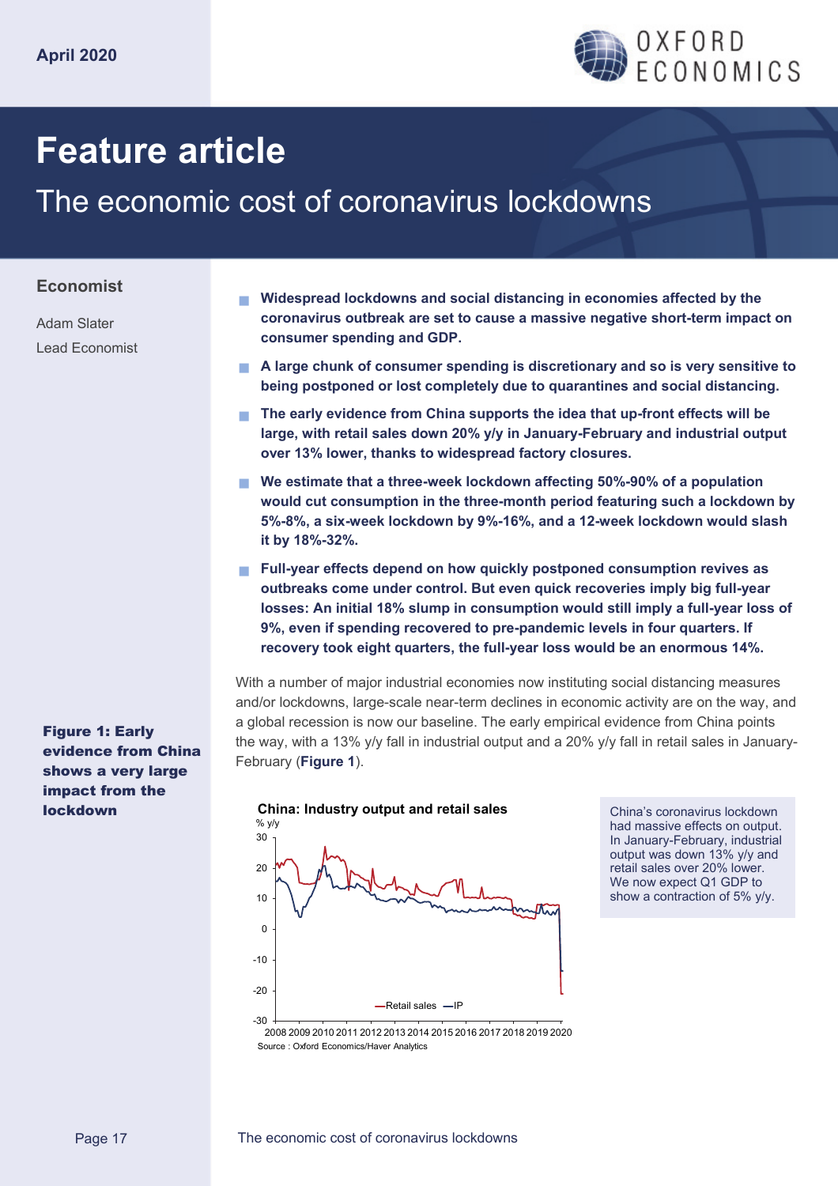April 2020

# Feature article

## The economic cost of coronavirus lockdowns

**Economist**

Adam Slater
Lead Economist

- **Widespread lockdowns and social distancing in economies affected by the coronavirus outbreak are set to cause a massive negative short-term impact on consumer spending and GDP.**
- **A large chunk of consumer spending is discretionary and so is very sensitive to being postponed or lost completely due to quarantines and social distancing.**
- **The early evidence from China supports the idea that up-front effects will be large, with retail sales down 20% y/y in January-February and industrial output over 13% lower, thanks to widespread factory closures.**
- **We estimate that a three-week lockdown affecting 50%-90% of a population would cut consumption in the three-month period featuring such a lockdown by 5%-8%, a six-week lockdown by 9%-16%, and a 12-week lockdown would slash it by 18%-32%.**
- **Full-year effects depend on how quickly postponed consumption revives as outbreaks come under control. But even quick recoveries imply big full-year losses: An initial 18% slump in consumption would still imply a full-year loss of 9%, even if spending recovered to pre-pandemic levels in four quarters. If recovery took eight quarters, the full-year loss would be an enormous 14%.**

With a number of major industrial economies now instituting social distancing measures and/or lockdowns, large-scale near-term declines in economic activity are on the way, and a global recession is now our baseline. The early empirical evidence from China points the way, with a 13% y/y fall in industrial output and a 20% y/y fall in retail sales in January-February (**Figure 1**).

**Figure 1: Early evidence from China shows a very large impact from the lockdown**

**China: Industry output and retail sales**

Source : Oxford Economics/Haver Analytics

China's coronavirus lockdown had massive effects on output. In January-February, industrial output was down 13% y/y and retail sales over 20% lower. We now expect Q1 GDP to show a contraction of 5% y/y.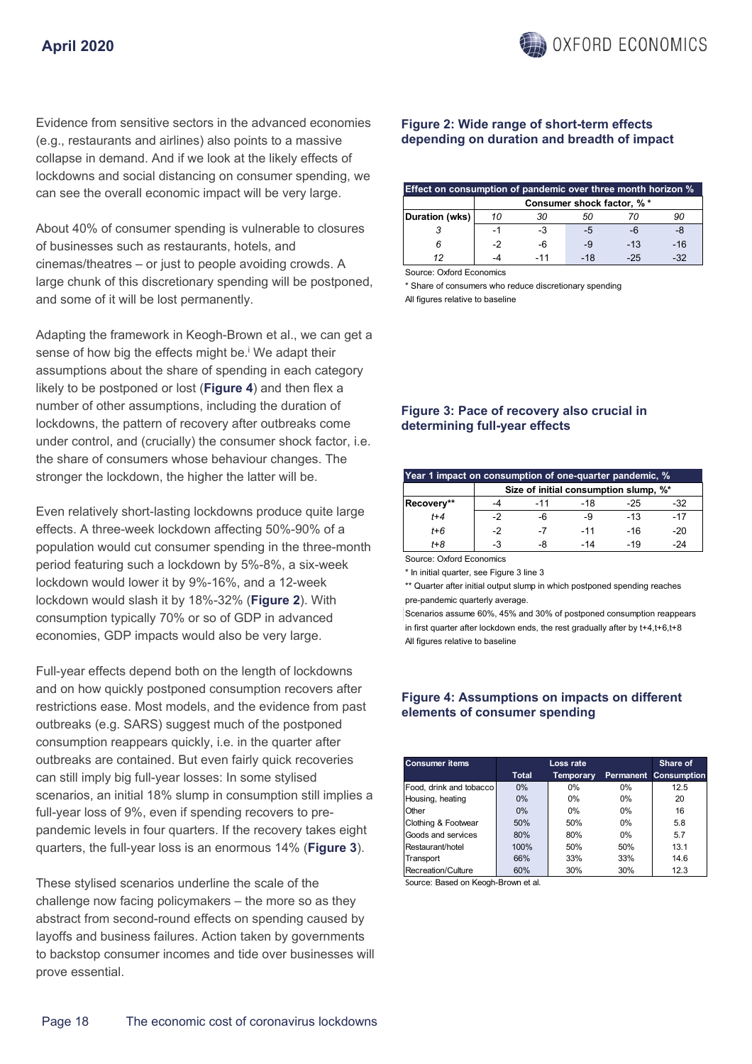Evidence from sensitive sectors in the advanced economies (e.g., restaurants and airlines) also points to a massive collapse in demand. And if we look at the likely effects of lockdowns and social distancing on consumer spending, we can see the overall economic impact will be very large.

About 40% of consumer spending is vulnerable to closures of businesses such as restaurants, hotels, and cinemas/theatres – or just to people avoiding crowds. A large chunk of this discretionary spending will be postponed, and some of it will be lost permanently.

Adapting the framework in Keogh-Brown et al., we can get a sense of how big the effects might be.[i] We adapt their assumptions about the share of spending in each category likely to be postponed or lost (**Figure 4**) and then flex a number of other assumptions, including the duration of lockdowns, the pattern of recovery after outbreaks come under control, and (crucially) the consumer shock factor, i.e. the share of consumers whose behaviour changes. The stronger the lockdown, the higher the latter will be.

Even relatively short-lasting lockdowns produce quite large effects. A three-week lockdown affecting 50%-90% of a population would cut consumer spending in the three-month period featuring such a lockdown by 5%-8%, a six-week lockdown would lower it by 9%-16%, and a 12-week lockdown would slash it by 18%-32% (**Figure 2**). With consumption typically 70% or so of GDP in advanced economies, GDP impacts would also be very large.

Full-year effects depend both on the length of lockdowns and on how quickly postponed consumption recovers after restrictions ease. Most models, and the evidence from past outbreaks (e.g. SARS) suggest much of the postponed consumption reappears quickly, i.e. in the quarter after outbreaks are contained. But even fairly quick recoveries can still imply big full-year losses: In some stylised scenarios, an initial 18% slump in consumption still implies a full-year loss of 9%, even if spending recovers to pre-pandemic levels in four quarters. If the recovery takes eight quarters, the full-year loss is an enormous 14% (**Figure 3**).

These stylised scenarios underline the scale of the challenge now facing policymakers – the more so as they abstract from second-round effects on spending caused by layoffs and business failures. Action taken by governments to backstop consumer incomes and tide over businesses will prove essential.

### Figure 2: Wide range of short-term effects depending on duration and breadth of impact

| Effect on consumption of pandemic over three month horizon % | | | | | |
|---|---|---|---|---|---|
| | Consumer shock factor, % * | | | | |
| Duration (wks) | 10 | 30 | 50 | 70 | 90 |
| 3 | -1 | -3 | -5 | -6 | -8 |
| 6 | -2 | -6 | -9 | -13 | -16 |
| 12 | -4 | -11 | -18 | -25 | -32 |

Source: Oxford Economics

\* Share of consumers who reduce discretionary spending

All figures relative to baseline

### Figure 3: Pace of recovery also crucial in determining full-year effects

| Year 1 impact on consumption of one-quarter pandemic, % | | | | | |
|---|---|---|---|---|---|
| | Size of initial consumption slump, %* | | | | |
| Recovery** | -4 | -11 | -18 | -25 | -32 |
| t+4 | -2 | -6 | -9 | -13 | -17 |
| t+6 | -2 | -7 | -11 | -16 | -20 |
| t+8 | -3 | -8 | -14 | -19 | -24 |

Source: Oxford Economics

\* In initial quarter, see Figure 3 line 3

\** Quarter after initial output slump in which postponed spending reaches pre-pandemic quarterly average.

Scenarios assume 60%, 45% and 30% of postponed consumption reappears in first quarter after lockdown ends, the rest gradually after by t+4,t+6,t+8

All figures relative to baseline

### Figure 4: Assumptions on impacts on different elements of consumer spending

| Consumer items | Loss rate | | | Share of |
|---|---|---|---|---|
| | Total | Temporary | Permanent | Consumption |
| Food, drink and tobacco | 0% | 0% | 0% | 12.5 |
| Housing, heating | 0% | 0% | 0% | 20 |
| Other | 0% | 0% | 0% | 16 |
| Clothing & Footwear | 50% | 50% | 0% | 5.8 |
| Goods and services | 80% | 80% | 0% | 5.7 |
| Restaurant/hotel | 100% | 50% | 50% | 13.1 |
| Transport | 66% | 33% | 33% | 14.6 |
| Recreation/Culture | 60% | 30% | 30% | 12.3 |

Source: Based on Keogh-Brown et al.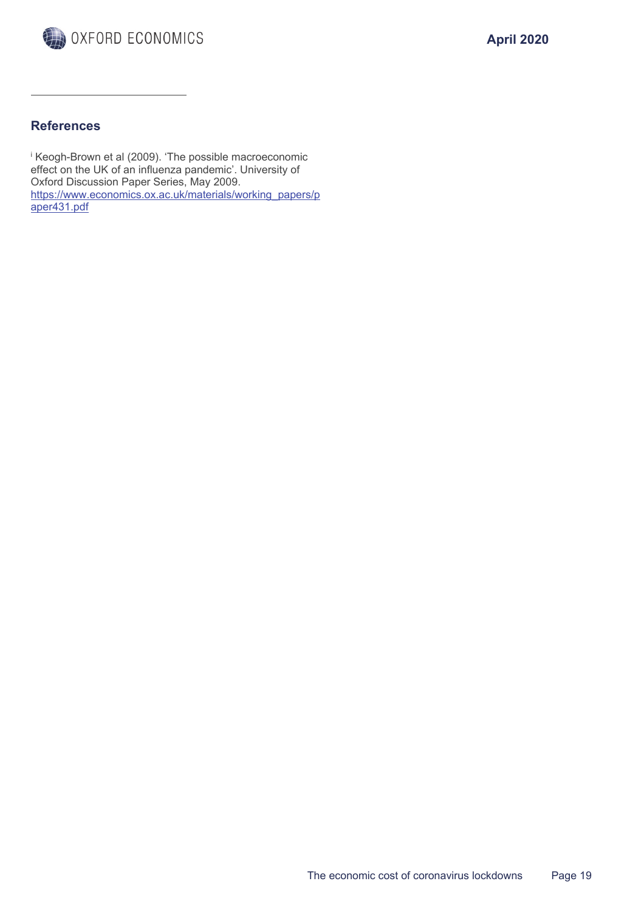## References

[i] Keogh-Brown et al (2009). 'The possible macroeconomic effect on the UK of an influenza pandemic'. University of Oxford Discussion Paper Series, May 2009. https://www.economics.ox.ac.uk/materials/working_papers/paper431.pdf